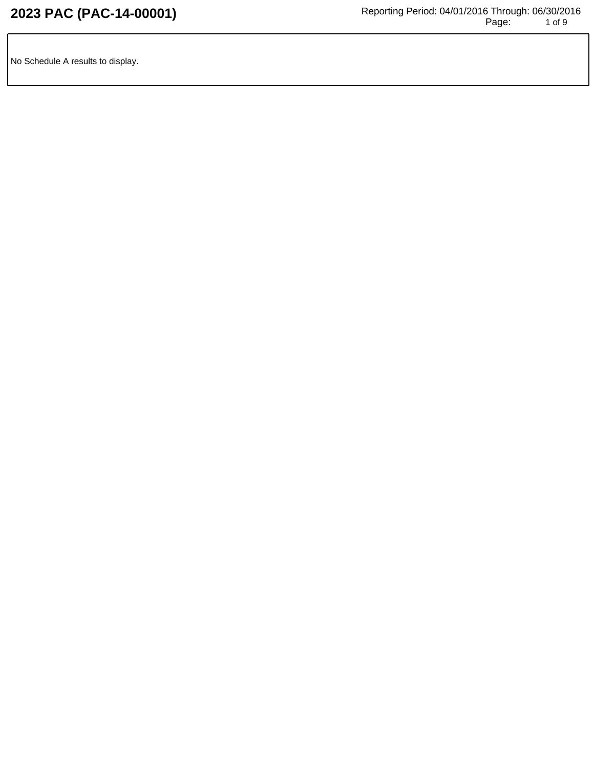# 2023 PAC (PAC-14-00001)

Reporting Period: 04/01/2016 Through: 06/30/2016

No Schedule A results to display.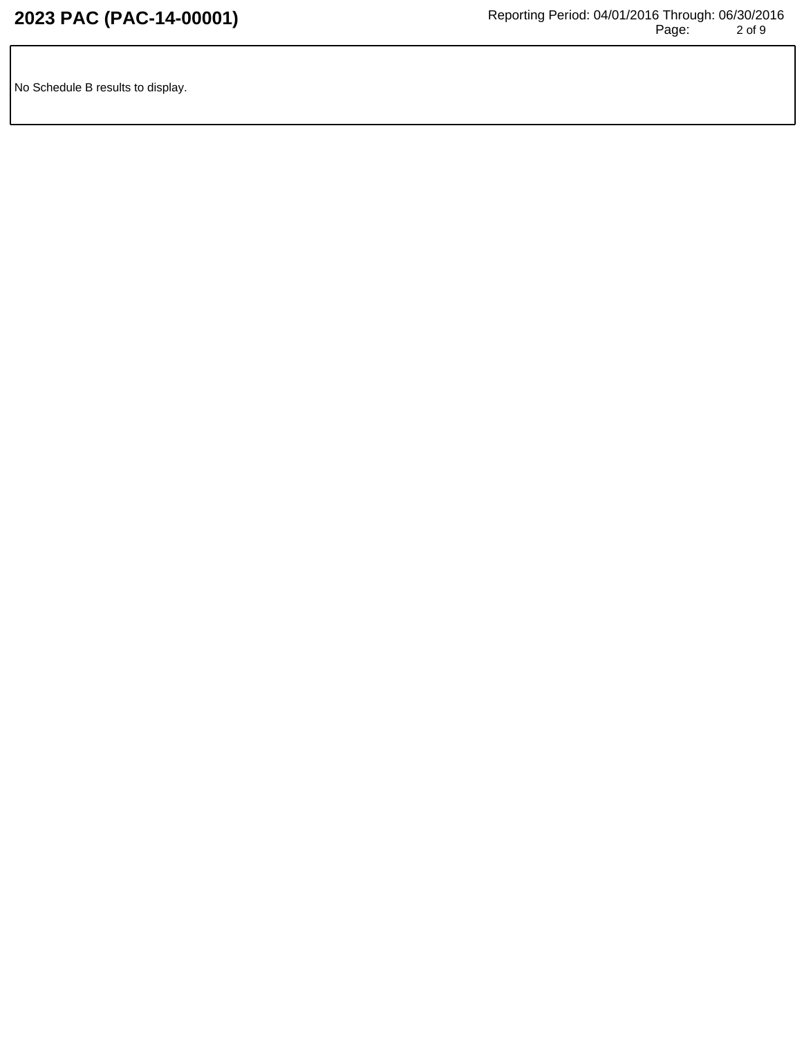No Schedule B results to display.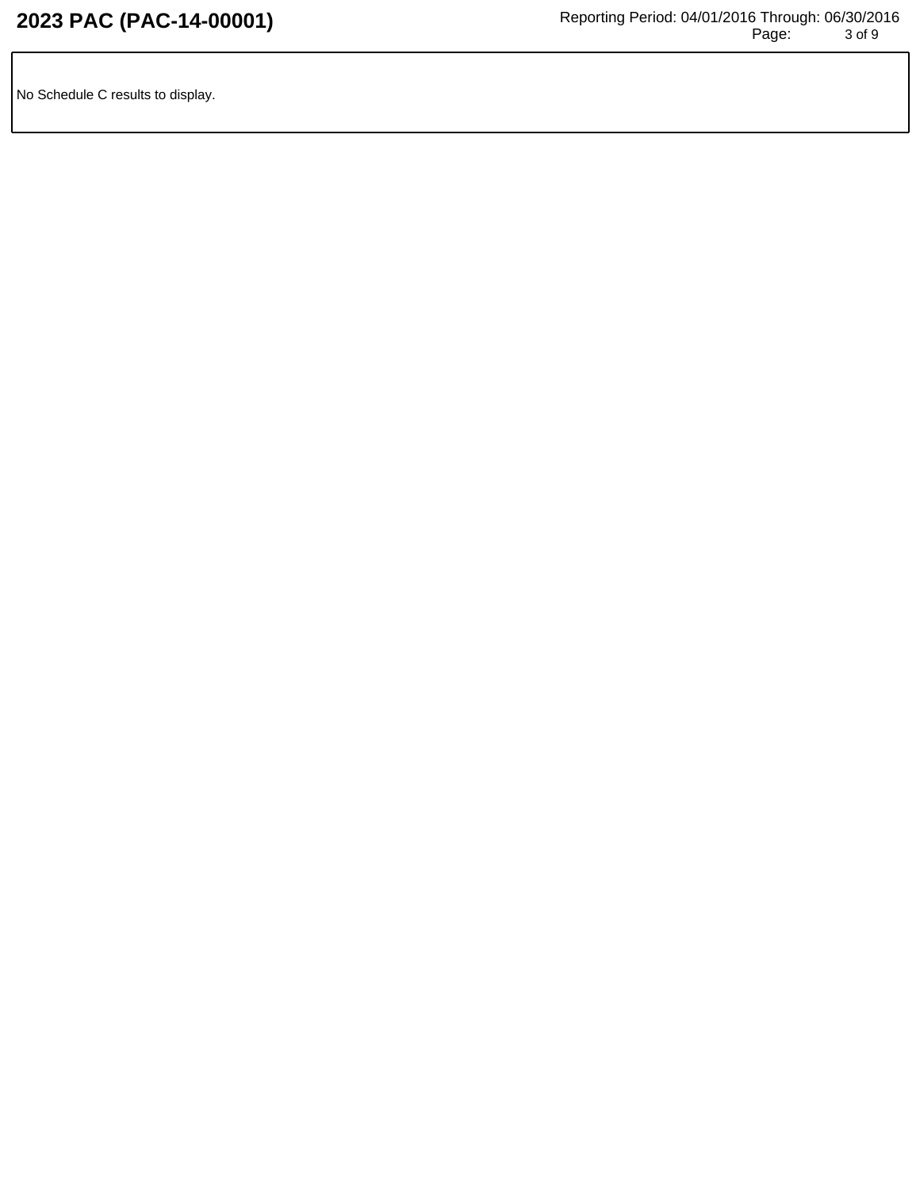No Schedule C results to display.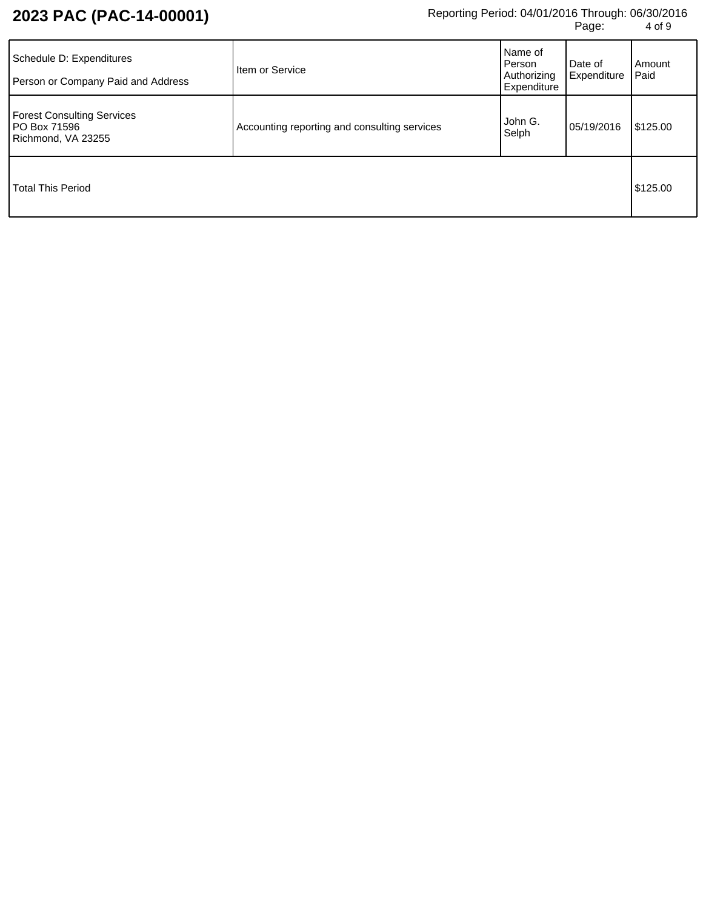# 2023 PAC (PAC-14-00001)

Reporting Period: 04/01/2016 Through: 06/30/2016

| Schedule D: Expenditures<br>Person or Company Paid and Address | Item or Service | Name of Person Authorizing Expenditure | Date of Expenditure | Amount Paid |
|---|---|---|---|---|
| Forest Consulting Services<br>PO Box 71596<br>Richmond, VA 23255 | Accounting reporting and consulting services | John G. Selph | 05/19/2016 | $125.00 |
| Total This Period | | | | $125.00 |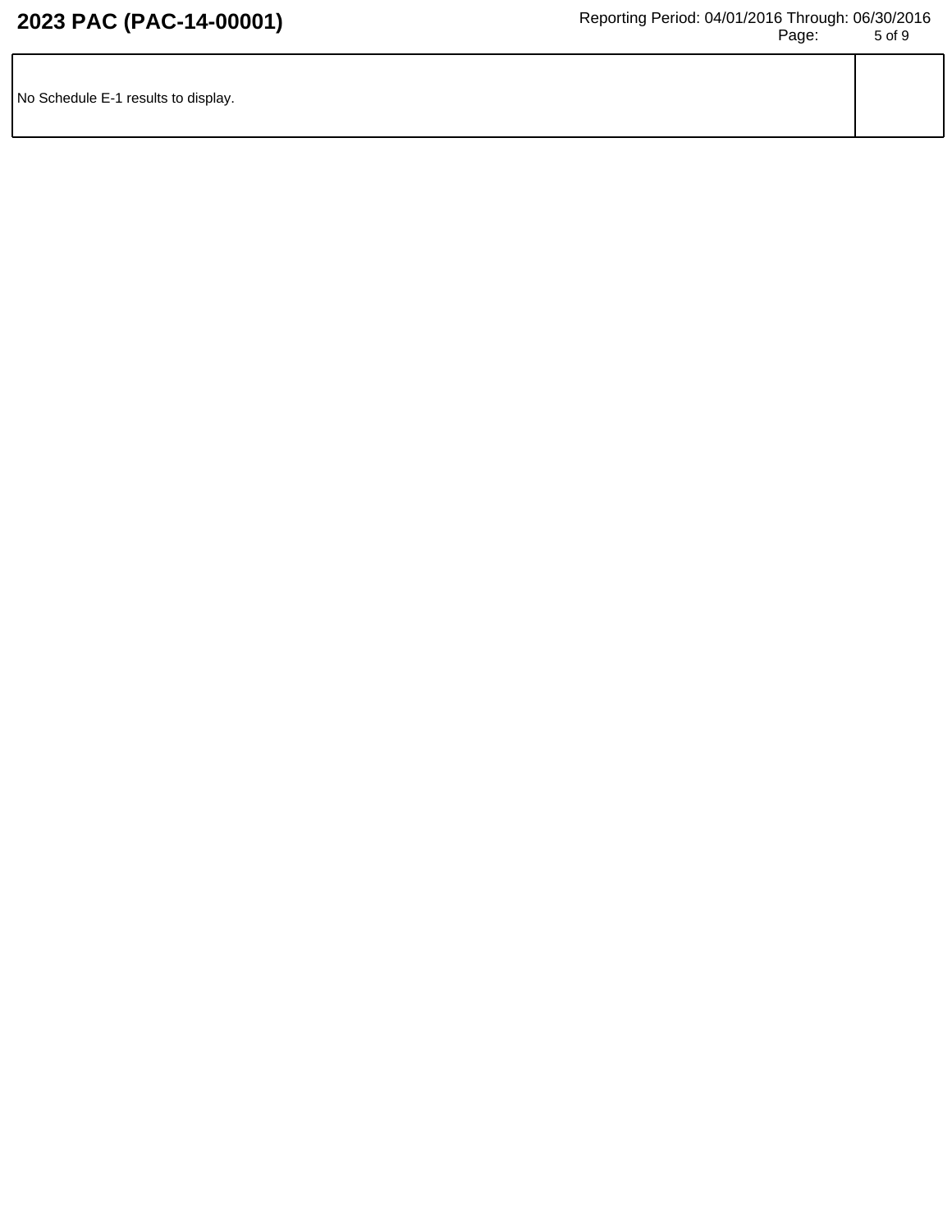| No Schedule E-1 results to display. | |
| --- | --- |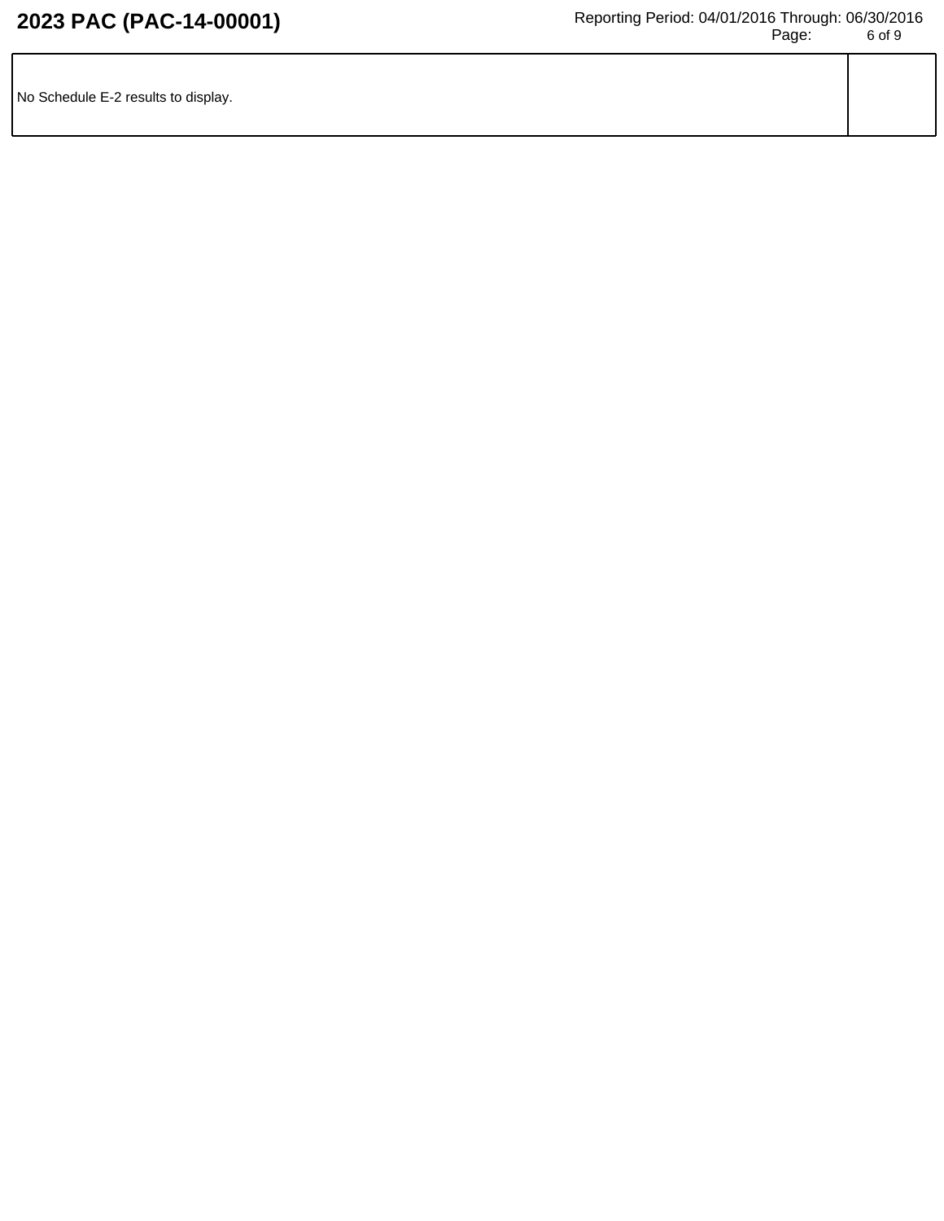No Schedule E-2 results to display.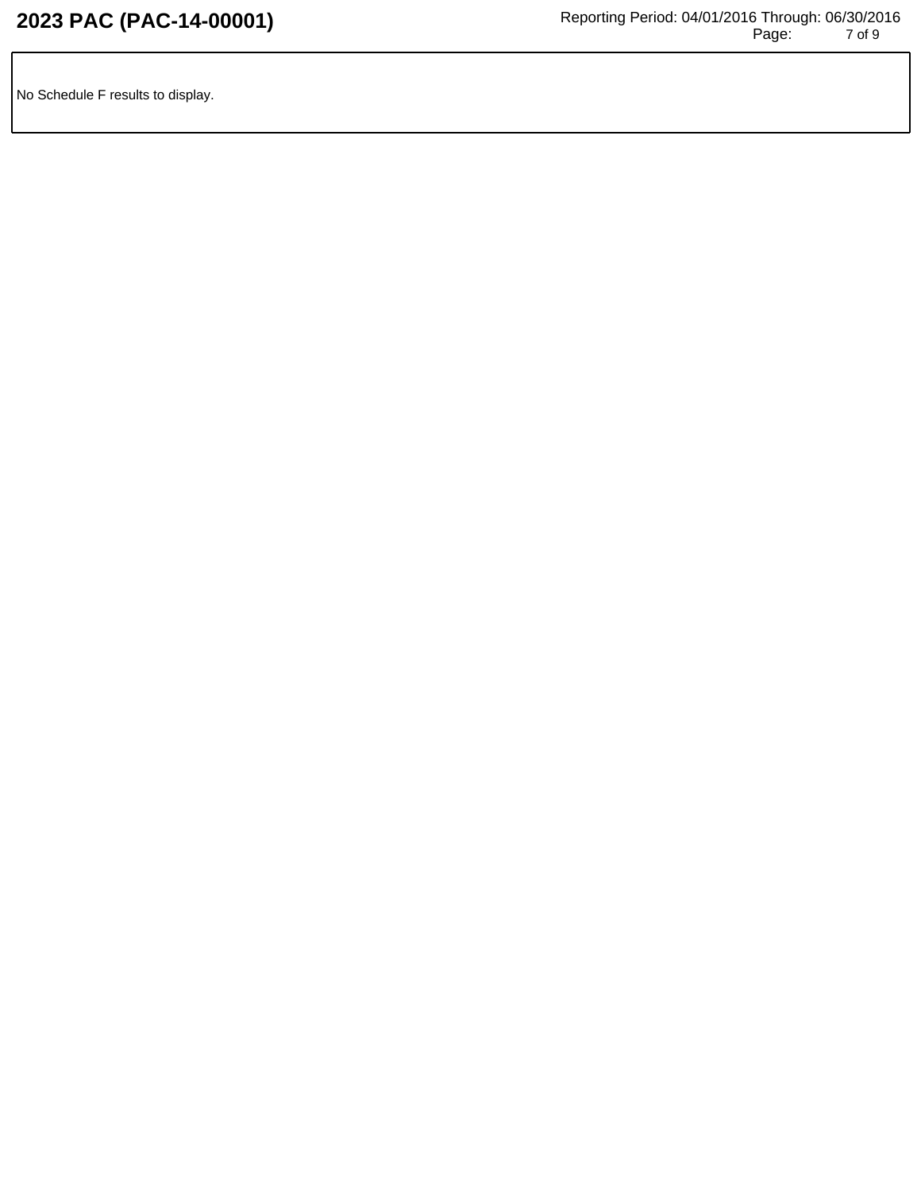No Schedule F results to display.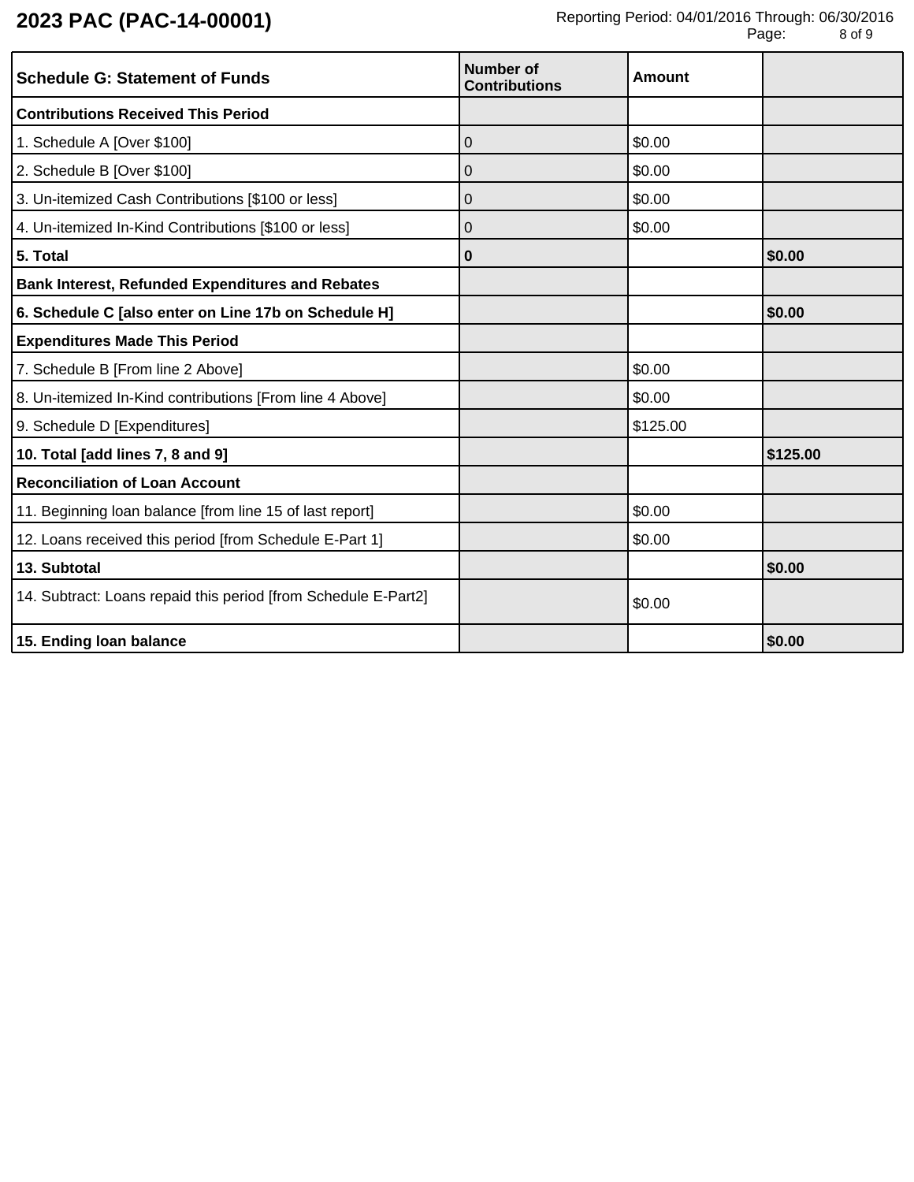# 2023 PAC (PAC-14-00001)

Reporting Period: 04/01/2016 Through: 06/30/2016

| Schedule G: Statement of Funds | Number of Contributions | Amount | |
|---|---|---|---|
| **Contributions Received This Period** | | | |
| 1. Schedule A [Over $100] | 0 | $0.00 | |
| 2. Schedule B [Over $100] | 0 | $0.00 | |
| 3. Un-itemized Cash Contributions [$100 or less] | 0 | $0.00 | |
| 4. Un-itemized In-Kind Contributions [$100 or less] | 0 | $0.00 | |
| **5. Total** | **0** | | **$0.00** |
| **Bank Interest, Refunded Expenditures and Rebates** | | | |
| **6. Schedule C [also enter on Line 17b on Schedule H]** | | | **$0.00** |
| **Expenditures Made This Period** | | | |
| 7. Schedule B [From line 2 Above] | | $0.00 | |
| 8. Un-itemized In-Kind contributions [From line 4 Above] | | $0.00 | |
| 9. Schedule D [Expenditures] | | $125.00 | |
| **10. Total [add lines 7, 8 and 9]** | | | **$125.00** |
| **Reconciliation of Loan Account** | | | |
| 11. Beginning loan balance [from line 15 of last report] | | $0.00 | |
| 12. Loans received this period [from Schedule E-Part 1] | | $0.00 | |
| **13. Subtotal** | | | **$0.00** |
| 14. Subtract: Loans repaid this period [from Schedule E-Part2] | | $0.00 | |
| **15. Ending loan balance** | | | **$0.00** |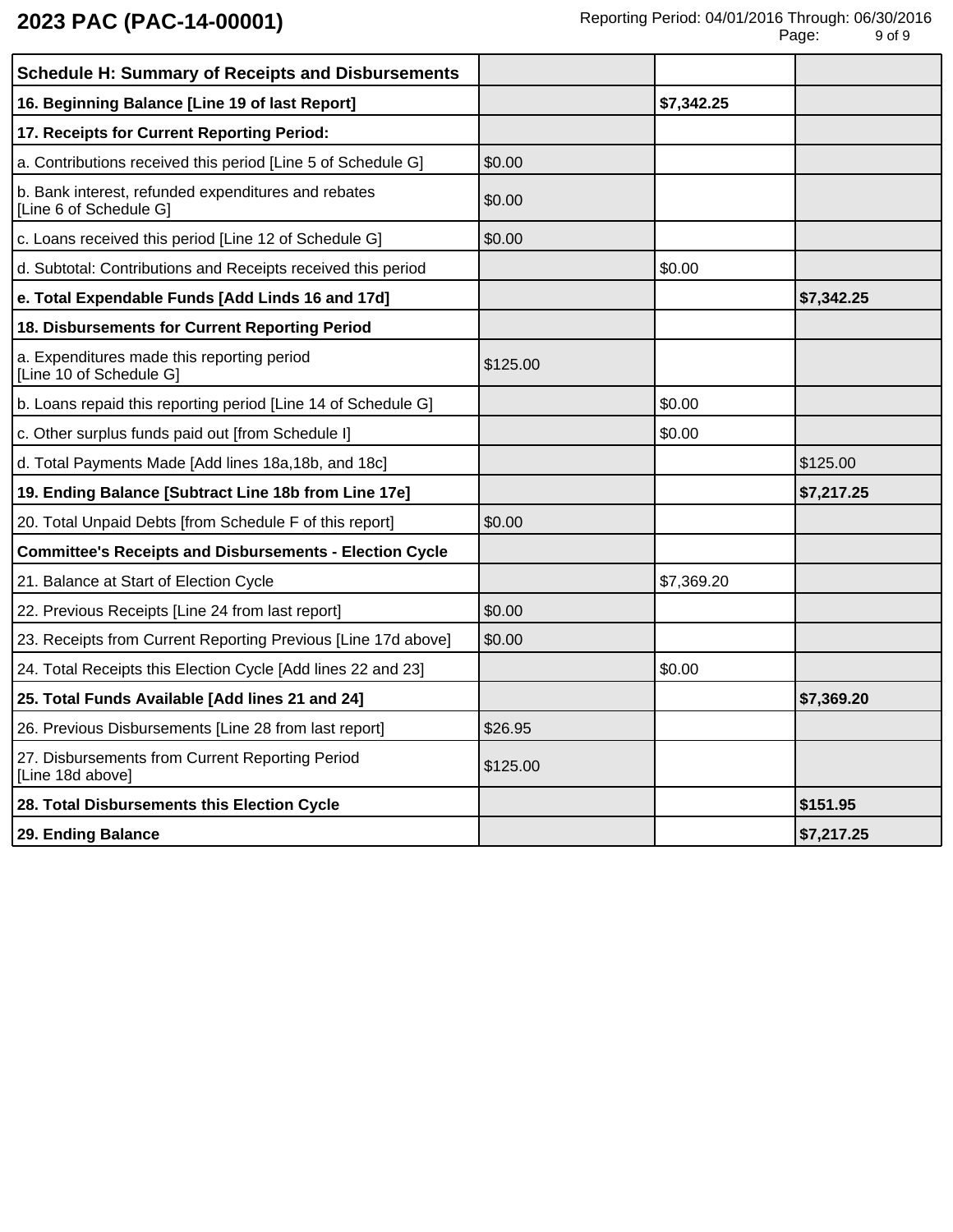# 2023 PAC (PAC-14-00001)

Reporting Period: 04/01/2016 Through: 06/30/2016

| **Schedule H: Summary of Receipts and Disbursements** | | | |
|---|---|---|---|
| **16. Beginning Balance [Line 19 of last Report]** | | **$7,342.25** | |
| **17. Receipts for Current Reporting Period:** | | | |
| a. Contributions received this period [Line 5 of Schedule G] | $0.00 | | |
| b. Bank interest, refunded expenditures and rebates [Line 6 of Schedule G] | $0.00 | | |
| c. Loans received this period [Line 12 of Schedule G] | $0.00 | | |
| d. Subtotal: Contributions and Receipts received this period | | $0.00 | |
| **e. Total Expendable Funds [Add Linds 16 and 17d]** | | | **$7,342.25** |
| **18. Disbursements for Current Reporting Period** | | | |
| a. Expenditures made this reporting period [Line 10 of Schedule G] | $125.00 | | |
| b. Loans repaid this reporting period [Line 14 of Schedule G] | | $0.00 | |
| c. Other surplus funds paid out [from Schedule I] | | $0.00 | |
| d. Total Payments Made [Add lines 18a,18b, and 18c] | | | $125.00 |
| **19. Ending Balance [Subtract Line 18b from Line 17e]** | | | **$7,217.25** |
| 20. Total Unpaid Debts [from Schedule F of this report] | $0.00 | | |
| **Committee's Receipts and Disbursements - Election Cycle** | | | |
| 21. Balance at Start of Election Cycle | | $7,369.20 | |
| 22. Previous Receipts [Line 24 from last report] | $0.00 | | |
| 23. Receipts from Current Reporting Previous [Line 17d above] | $0.00 | | |
| 24. Total Receipts this Election Cycle [Add lines 22 and 23] | | $0.00 | |
| **25. Total Funds Available [Add lines 21 and 24]** | | | **$7,369.20** |
| 26. Previous Disbursements [Line 28 from last report] | $26.95 | | |
| 27. Disbursements from Current Reporting Period [Line 18d above] | $125.00 | | |
| **28. Total Disbursements this Election Cycle** | | | **$151.95** |
| **29. Ending Balance** | | | **$7,217.25** |